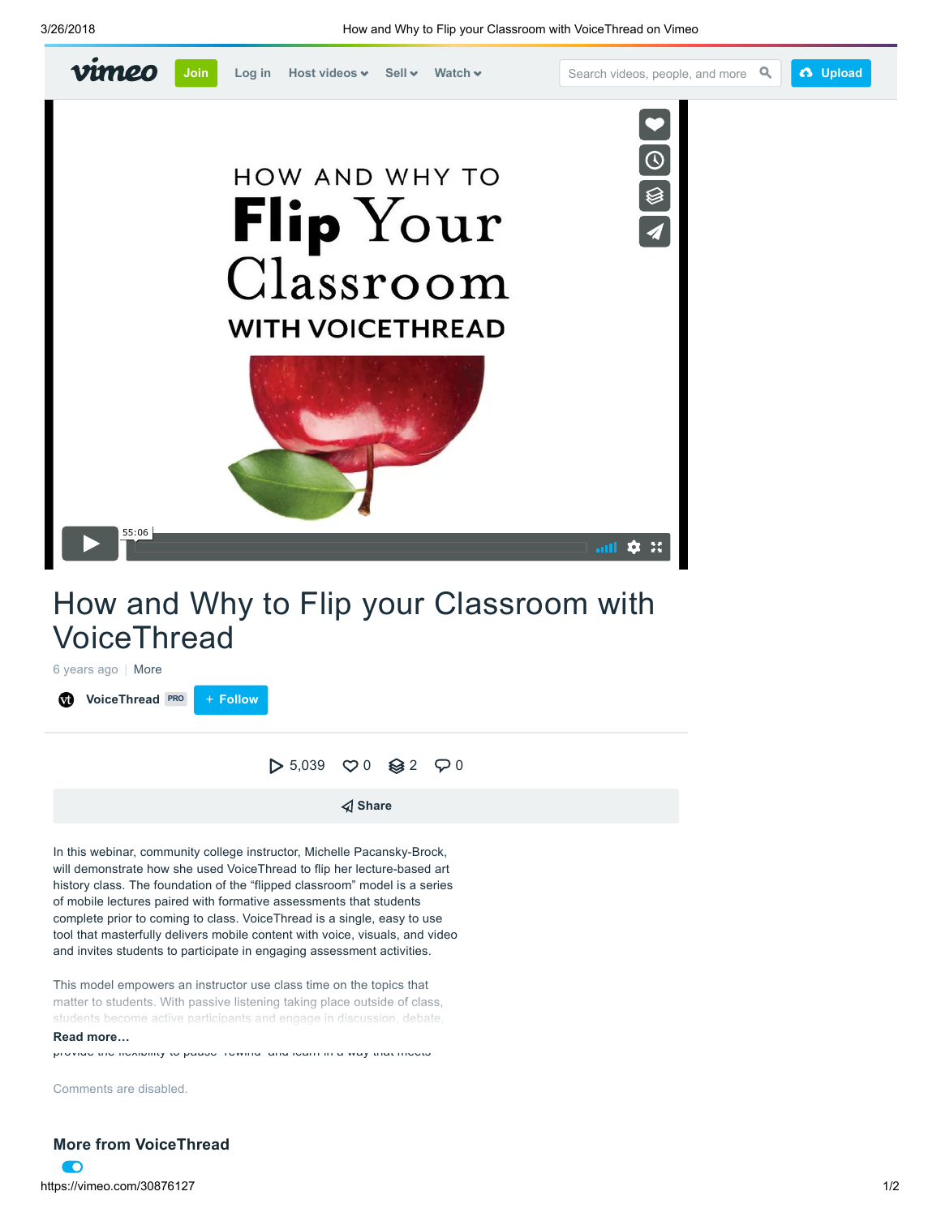# How and Why to Flip your Classroom with VoiceThread

6 years ago | More

VoiceThread PRO + Follow

5,039 0 2 0

Share

In this webinar, community college instructor, Michelle Pacansky-Brock, will demonstrate how she used VoiceThread to flip her lecture-based art history class. The foundation of the "flipped classroom" model is a series of mobile lectures paired with formative assessments that students complete prior to coming to class. VoiceThread is a single, easy to use tool that masterfully delivers mobile content with voice, visuals, and video and invites students to participate in engaging assessment activities.

This model empowers an instructor use class time on the topics that matter to students. With passive listening taking place outside of class, students become active participants and engage in discussion, debate,

Read more...

Comments are disabled.

## More from VoiceThread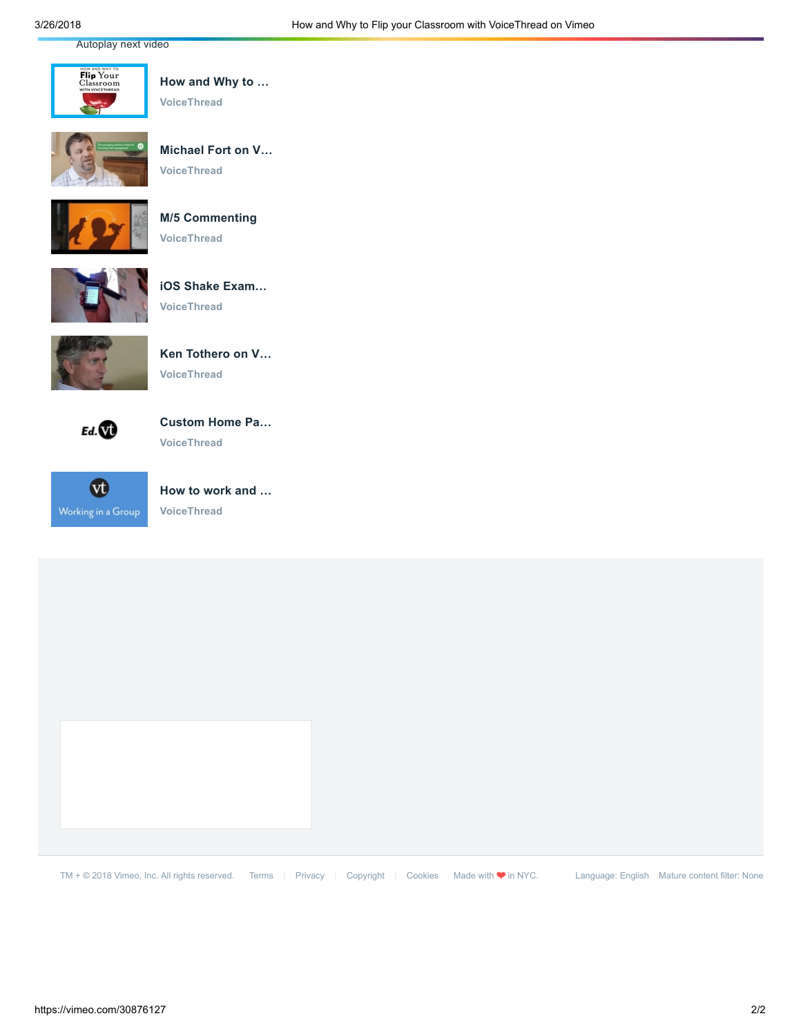Autoplay next video

**How and Why to …**
VoiceThread

**Michael Fort on V…**
VoiceThread

**M/5 Commenting**
VoiceThread

**iOS Shake Exam…**
VoiceThread

**Ken Tothero on V…**
VoiceThread

**Custom Home Pa…**
VoiceThread

**How to work and …**
VoiceThread

TM + © 2018 Vimeo, Inc. All rights reserved. | Terms | Privacy | Copyright | Cookies | Made with ❤ in NYC. | Language: English | Mature content filter: None